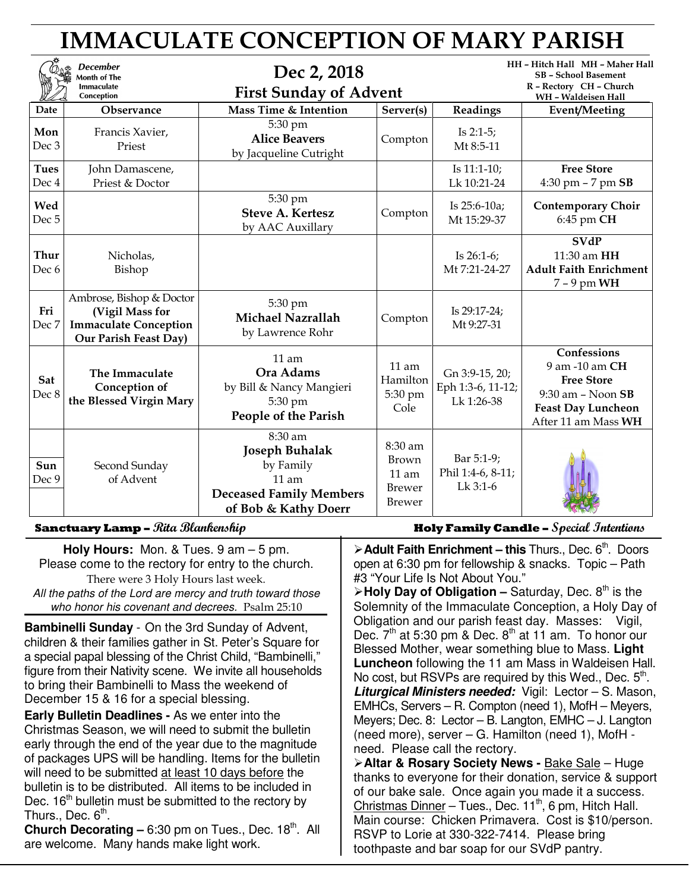# IMMACULATE CONCEPTION OF MARY PARISH

**December Month of The Immaculate Conception**

## Dec 2, 2018
## First Sunday of Advent

**HH – Hitch Hall MH – Maher Hall SB – School Basement R – Rectory CH – Church WH – Waldeisen Hall**

| Date | Observance | Mass Time & Intention | Server(s) | Readings | Event/Meeting |
|---|---|---|---|---|---|
| **Mon** Dec 3 | Francis Xavier, Priest | 5:30 pm **Alice Beavers** by Jacqueline Cutright | Compton | Is 2:1-5; Mt 8:5-11 | |
| **Tues** Dec 4 | John Damascene, Priest & Doctor | | | Is 11:1-10; Lk 10:21-24 | **Free Store** 4:30 pm – 7 pm **SB** |
| **Wed** Dec 5 | | 5:30 pm **Steve A. Kertesz** by AAC Auxillary | Compton | Is 25:6-10a; Mt 15:29-37 | **Contemporary Choir** 6:45 pm **CH** |
| **Thur** Dec 6 | Nicholas, Bishop | | | Is 26:1-6; Mt 7:21-24-27 | **SVdP** 11:30 am **HH** **Adult Faith Enrichment** 7 – 9 pm **WH** |
| **Fri** Dec 7 | Ambrose, Bishop & Doctor **(Vigil Mass for Immaculate Conception Our Parish Feast Day)** | 5:30 pm **Michael Nazrallah** by Lawrence Rohr | Compton | Is 29:17-24; Mt 9:27-31 | |
| **Sat** Dec 8 | **The Immaculate Conception of the Blessed Virgin Mary** | 11 am **Ora Adams** by Bill & Nancy Mangieri 5:30 pm **People of the Parish** | 11 am Hamilton 5:30 pm Cole | Gn 3:9-15, 20; Eph 1:3-6, 11-12; Lk 1:26-38 | **Confessions** 9 am -10 am **CH** **Free Store** 9:30 am – Noon **SB** **Feast Day Luncheon** After 11 am Mass **WH** |
| **Sun** Dec 9 | Second Sunday of Advent | 8:30 am **Joseph Buhalak** by Family 11 am **Deceased Family Members of Bob & Kathy Doerr** | 8:30 am Brown 11 am Brewer Brewer | Bar 5:1-9; Phil 1:4-6, 8-11; Lk 3:1-6 | |

**Sanctuary Lamp –** *Rita Blankenship*

**Holy Family Candle –** *Special Intentions*

**Holy Hours:** Mon. & Tues. 9 am – 5 pm. Please come to the rectory for entry to the church.
There were 3 Holy Hours last week.

*All the paths of the Lord are mercy and truth toward those who honor his covenant and decrees.* Psalm 25:10

**Bambinelli Sunday** - On the 3rd Sunday of Advent, children & their families gather in St. Peter's Square for a special papal blessing of the Christ Child, "Bambinelli," figure from their Nativity scene. We invite all households to bring their Bambinelli to Mass the weekend of December 15 & 16 for a special blessing.

**Early Bulletin Deadlines -** As we enter into the Christmas Season, we will need to submit the bulletin early through the end of the year due to the magnitude of packages UPS will be handling. Items for the bulletin will need to be submitted at least 10 days before the bulletin is to be distributed. All items to be included in Dec. 16th bulletin must be submitted to the rectory by Thurs., Dec. 6th.

**Church Decorating –** 6:30 pm on Tues., Dec. 18th. All are welcome. Many hands make light work.

- **Adult Faith Enrichment – this** Thurs., Dec. 6th. Doors open at 6:30 pm for fellowship & snacks. Topic – Path #3 "Your Life Is Not About You."
- **Holy Day of Obligation –** Saturday, Dec. 8th is the Solemnity of the Immaculate Conception, a Holy Day of Obligation and our parish feast day. Masses: Vigil, Dec. 7th at 5:30 pm & Dec. 8th at 11 am. To honor our Blessed Mother, wear something blue to Mass. **Light Luncheon** following the 11 am Mass in Waldeisen Hall. No cost, but RSVPs are required by this Wed., Dec. 5th. ***Liturgical Ministers needed:*** Vigil: Lector – S. Mason, EMHCs, Servers – R. Compton (need 1), MofH – Meyers, Meyers; Dec. 8: Lector – B. Langton, EMHC – J. Langton (need more), server – G. Hamilton (need 1), MofH - need. Please call the rectory.
- **Altar & Rosary Society News -** Bake Sale – Huge thanks to everyone for their donation, service & support of our bake sale. Once again you made it a success. Christmas Dinner – Tues., Dec. 11th, 6 pm, Hitch Hall. Main course: Chicken Primavera. Cost is $10/person. RSVP to Lorie at 330-322-7414. Please bring toothpaste and bar soap for our SVdP pantry.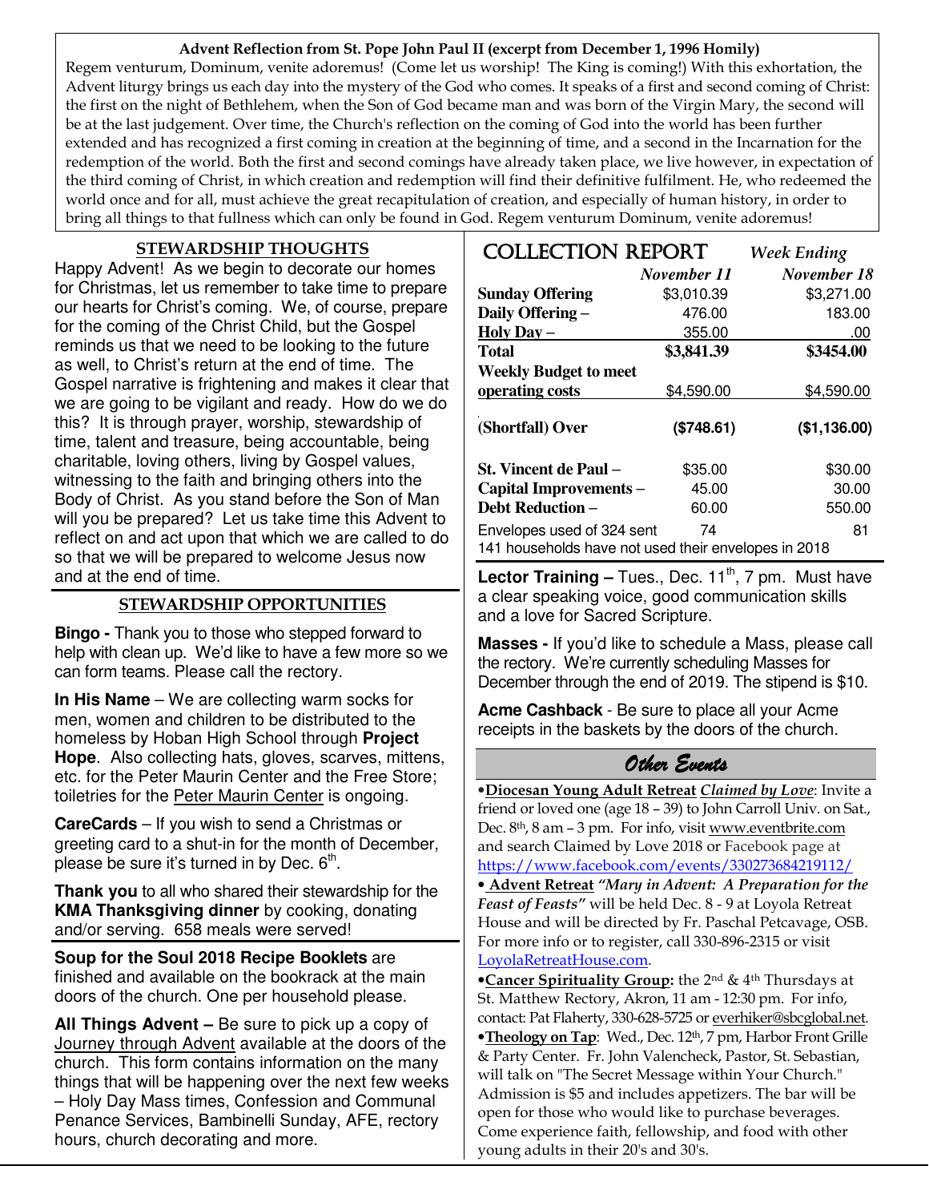**Advent Reflection from St. Pope John Paul II (excerpt from December 1, 1996 Homily)**

Regem venturum, Dominum, venite adoremus! (Come let us worship! The King is coming!) With this exhortation, the Advent liturgy brings us each day into the mystery of the God who comes. It speaks of a first and second coming of Christ: the first on the night of Bethlehem, when the Son of God became man and was born of the Virgin Mary, the second will be at the last judgement. Over time, the Church's reflection on the coming of God into the world has been further extended and has recognized a first coming in creation at the beginning of time, and a second in the Incarnation for the redemption of the world. Both the first and second comings have already taken place, we live however, in expectation of the third coming of Christ, in which creation and redemption will find their definitive fulfilment. He, who redeemed the world once and for all, must achieve the great recapitulation of creation, and especially of human history, in order to bring all things to that fullness which can only be found in God. Regem venturum Dominum, venite adoremus!

## STEWARDSHIP THOUGHTS

Happy Advent! As we begin to decorate our homes for Christmas, let us remember to take time to prepare our hearts for Christ's coming. We, of course, prepare for the coming of the Christ Child, but the Gospel reminds us that we need to be looking to the future as well, to Christ's return at the end of time. The Gospel narrative is frightening and makes it clear that we are going to be vigilant and ready. How do we do this? It is through prayer, worship, stewardship of time, talent and treasure, being accountable, being charitable, loving others, living by Gospel values, witnessing to the faith and bringing others into the Body of Christ. As you stand before the Son of Man will you be prepared? Let us take time this Advent to reflect on and act upon that which we are called to do so that we will be prepared to welcome Jesus now and at the end of time.

## STEWARDSHIP OPPORTUNITIES

**Bingo -** Thank you to those who stepped forward to help with clean up. We'd like to have a few more so we can form teams. Please call the rectory.

**In His Name** – We are collecting warm socks for men, women and children to be distributed to the homeless by Hoban High School through **Project Hope**. Also collecting hats, gloves, scarves, mittens, etc. for the Peter Maurin Center and the Free Store; toiletries for the Peter Maurin Center is ongoing.

**CareCards** – If you wish to send a Christmas or greeting card to a shut-in for the month of December, please be sure it's turned in by Dec. 6th.

**Thank you** to all who shared their stewardship for the **KMA Thanksgiving dinner** by cooking, donating and/or serving. 658 meals were served!

**Soup for the Soul 2018 Recipe Booklets** are finished and available on the bookrack at the main doors of the church. One per household please.

**All Things Advent –** Be sure to pick up a copy of Journey through Advent available at the doors of the church. This form contains information on the many things that will be happening over the next few weeks – Holy Day Mass times, Confession and Communal Penance Services, Bambinelli Sunday, AFE, rectory hours, church decorating and more.

## COLLECTION REPORT

| *Week Ending* | *November 11* | *November 18* |
|---|---|---|
| **Sunday Offering** | $3,010.39 | $3,271.00 |
| **Daily Offering –** | 476.00 | 183.00 |
| **Holy Day –** | 355.00 | .00 |
| **Total** | **$3,841.39** | **$3454.00** |
| **Weekly Budget to meet operating costs** | $4,590.00 | $4,590.00 |
| **(Shortfall) Over** | **($748.61)** | **($1,136.00)** |
| **St. Vincent de Paul –** | $35.00 | $30.00 |
| **Capital Improvements –** | 45.00 | 30.00 |
| **Debt Reduction –** | 60.00 | 550.00 |
| Envelopes used of 324 sent | 74 | 81 |

141 households have not used their envelopes in 2018

**Lector Training –** Tues., Dec. 11th, 7 pm. Must have a clear speaking voice, good communication skills and a love for Sacred Scripture.

**Masses -** If you'd like to schedule a Mass, please call the rectory. We're currently scheduling Masses for December through the end of 2019. The stipend is $10.

**Acme Cashback** - Be sure to place all your Acme receipts in the baskets by the doors of the church.

## Other Events

•**Diocesan Young Adult Retreat** ***Claimed by Love***: Invite a friend or loved one (age 18 – 39) to John Carroll Univ. on Sat., Dec. 8th, 8 am – 3 pm. For info, visit www.eventbrite.com and search Claimed by Love 2018 or Facebook page at https://www.facebook.com/events/330273684219112/

• **Advent Retreat** ***"Mary in Advent: A Preparation for the Feast of Feasts"*** will be held Dec. 8 - 9 at Loyola Retreat House and will be directed by Fr. Paschal Petcavage, OSB. For more info or to register, call 330-896-2315 or visit LoyolaRetreatHouse.com.

•**Cancer Spirituality Group:** the 2nd & 4th Thursdays at St. Matthew Rectory, Akron, 11 am - 12:30 pm. For info, contact: Pat Flaherty, 330-628-5725 or everhiker@sbcglobal.net.

•**Theology on Tap**: Wed., Dec. 12th, 7 pm, Harbor Front Grille & Party Center. Fr. John Valencheck, Pastor, St. Sebastian, will talk on "The Secret Message within Your Church." Admission is $5 and includes appetizers. The bar will be open for those who would like to purchase beverages. Come experience faith, fellowship, and food with other young adults in their 20's and 30's.